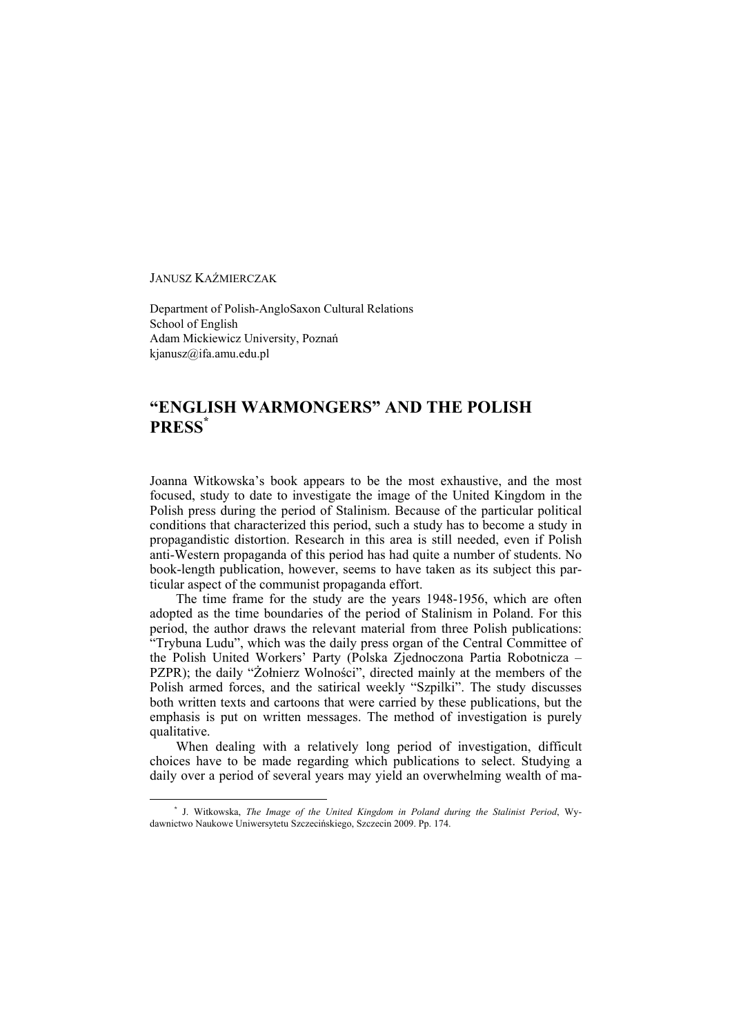JANUSZ KAŹMIERCZAK

Department of Polish-AngloSaxon Cultural Relations
School of English
Adam Mickiewicz University, Poznań
kjanusz@ifa.amu.edu.pl

# "ENGLISH WARMONGERS" AND THE POLISH PRESS[*]

Joanna Witkowska's book appears to be the most exhaustive, and the most focused, study to date to investigate the image of the United Kingdom in the Polish press during the period of Stalinism. Because of the particular political conditions that characterized this period, such a study has to become a study in propagandistic distortion. Research in this area is still needed, even if Polish anti-Western propaganda of this period has had quite a number of students. No book-length publication, however, seems to have taken as its subject this particular aspect of the communist propaganda effort.

The time frame for the study are the years 1948-1956, which are often adopted as the time boundaries of the period of Stalinism in Poland. For this period, the author draws the relevant material from three Polish publications: "Trybuna Ludu", which was the daily press organ of the Central Committee of the Polish United Workers' Party (Polska Zjednoczona Partia Robotnicza – PZPR); the daily "Żołnierz Wolności", directed mainly at the members of the Polish armed forces, and the satirical weekly "Szpilki". The study discusses both written texts and cartoons that were carried by these publications, but the emphasis is put on written messages. The method of investigation is purely qualitative.

When dealing with a relatively long period of investigation, difficult choices have to be made regarding which publications to select. Studying a daily over a period of several years may yield an overwhelming wealth of ma-

---

[*] J. Witkowska, *The Image of the United Kingdom in Poland during the Stalinist Period*, Wydawnictwo Naukowe Uniwersytetu Szczecińskiego, Szczecin 2009. Pp. 174.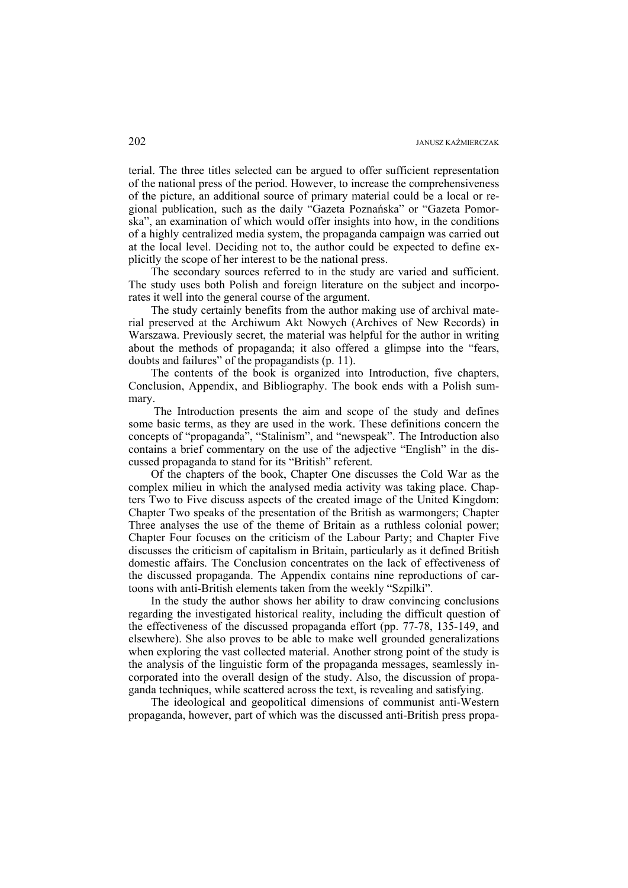terial. The three titles selected can be argued to offer sufficient representation of the national press of the period. However, to increase the comprehensiveness of the picture, an additional source of primary material could be a local or regional publication, such as the daily "Gazeta Poznańska" or "Gazeta Pomorska", an examination of which would offer insights into how, in the conditions of a highly centralized media system, the propaganda campaign was carried out at the local level. Deciding not to, the author could be expected to define explicitly the scope of her interest to be the national press.

The secondary sources referred to in the study are varied and sufficient. The study uses both Polish and foreign literature on the subject and incorporates it well into the general course of the argument.

The study certainly benefits from the author making use of archival material preserved at the Archiwum Akt Nowych (Archives of New Records) in Warszawa. Previously secret, the material was helpful for the author in writing about the methods of propaganda; it also offered a glimpse into the "fears, doubts and failures" of the propagandists (p. 11).

The contents of the book is organized into Introduction, five chapters, Conclusion, Appendix, and Bibliography. The book ends with a Polish summary.

The Introduction presents the aim and scope of the study and defines some basic terms, as they are used in the work. These definitions concern the concepts of "propaganda", "Stalinism", and "newspeak". The Introduction also contains a brief commentary on the use of the adjective "English" in the discussed propaganda to stand for its "British" referent.

Of the chapters of the book, Chapter One discusses the Cold War as the complex milieu in which the analysed media activity was taking place. Chapters Two to Five discuss aspects of the created image of the United Kingdom: Chapter Two speaks of the presentation of the British as warmongers; Chapter Three analyses the use of the theme of Britain as a ruthless colonial power; Chapter Four focuses on the criticism of the Labour Party; and Chapter Five discusses the criticism of capitalism in Britain, particularly as it defined British domestic affairs. The Conclusion concentrates on the lack of effectiveness of the discussed propaganda. The Appendix contains nine reproductions of cartoons with anti-British elements taken from the weekly "Szpilki".

In the study the author shows her ability to draw convincing conclusions regarding the investigated historical reality, including the difficult question of the effectiveness of the discussed propaganda effort (pp. 77-78, 135-149, and elsewhere). She also proves to be able to make well grounded generalizations when exploring the vast collected material. Another strong point of the study is the analysis of the linguistic form of the propaganda messages, seamlessly incorporated into the overall design of the study. Also, the discussion of propaganda techniques, while scattered across the text, is revealing and satisfying.

The ideological and geopolitical dimensions of communist anti-Western propaganda, however, part of which was the discussed anti-British press propa-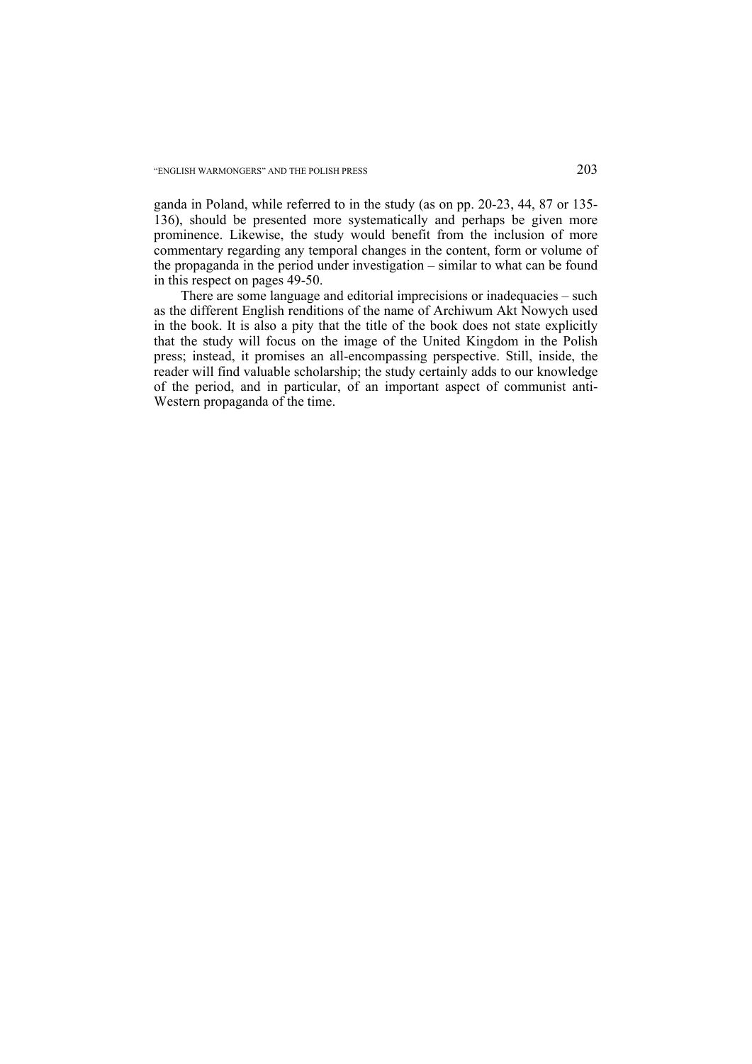ganda in Poland, while referred to in the study (as on pp. 20-23, 44, 87 or 135-136), should be presented more systematically and perhaps be given more prominence. Likewise, the study would benefit from the inclusion of more commentary regarding any temporal changes in the content, form or volume of the propaganda in the period under investigation – similar to what can be found in this respect on pages 49-50.

There are some language and editorial imprecisions or inadequacies – such as the different English renditions of the name of Archiwum Akt Nowych used in the book. It is also a pity that the title of the book does not state explicitly that the study will focus on the image of the United Kingdom in the Polish press; instead, it promises an all-encompassing perspective. Still, inside, the reader will find valuable scholarship; the study certainly adds to our knowledge of the period, and in particular, of an important aspect of communist anti-Western propaganda of the time.